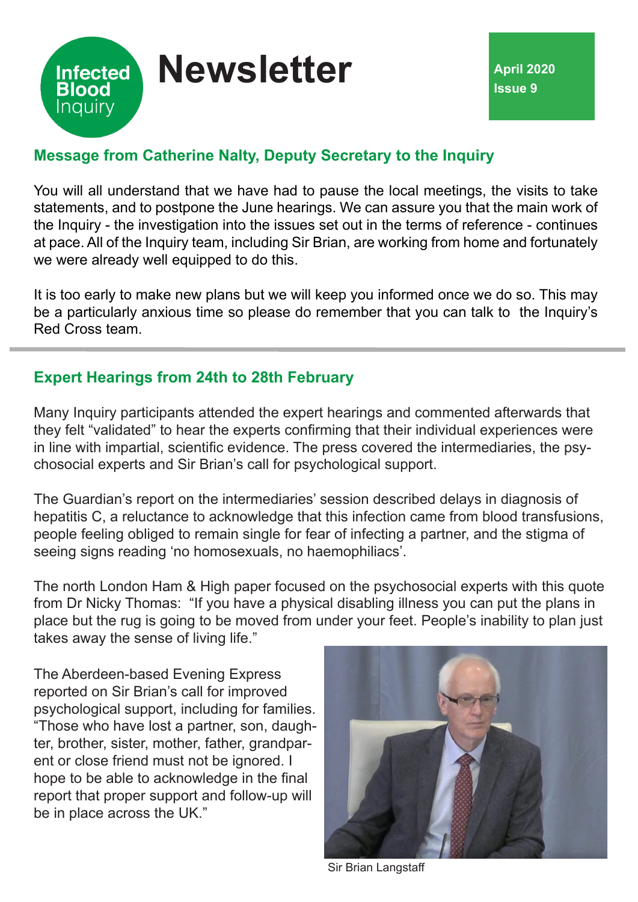# Newsletter

Infected Blood Inquiry

**April 2020**
**Issue 9**

## Message from Catherine Nalty, Deputy Secretary to the Inquiry

You will all understand that we have had to pause the local meetings, the visits to take statements, and to postpone the June hearings. We can assure you that the main work of the Inquiry - the investigation into the issues set out in the terms of reference - continues at pace. All of the Inquiry team, including Sir Brian, are working from home and fortunately we were already well equipped to do this.

It is too early to make new plans but we will keep you informed once we do so. This may be a particularly anxious time so please do remember that you can talk to the Inquiry's Red Cross team.

## Expert Hearings from 24th to 28th February

Many Inquiry participants attended the expert hearings and commented afterwards that they felt "validated" to hear the experts confirming that their individual experiences were in line with impartial, scientific evidence. The press covered the intermediaries, the psychosocial experts and Sir Brian's call for psychological support.

The Guardian's report on the intermediaries' session described delays in diagnosis of hepatitis C, a reluctance to acknowledge that this infection came from blood transfusions, people feeling obliged to remain single for fear of infecting a partner, and the stigma of seeing signs reading 'no homosexuals, no haemophiliacs'.

The north London Ham & High paper focused on the psychosocial experts with this quote from Dr Nicky Thomas: "If you have a physical disabling illness you can put the plans in place but the rug is going to be moved from under your feet. People's inability to plan just takes away the sense of living life."

The Aberdeen-based Evening Express reported on Sir Brian's call for improved psychological support, including for families. "Those who have lost a partner, son, daughter, brother, sister, mother, father, grandparent or close friend must not be ignored. I hope to be able to acknowledge in the final report that proper support and follow-up will be in place across the UK."

Sir Brian Langstaff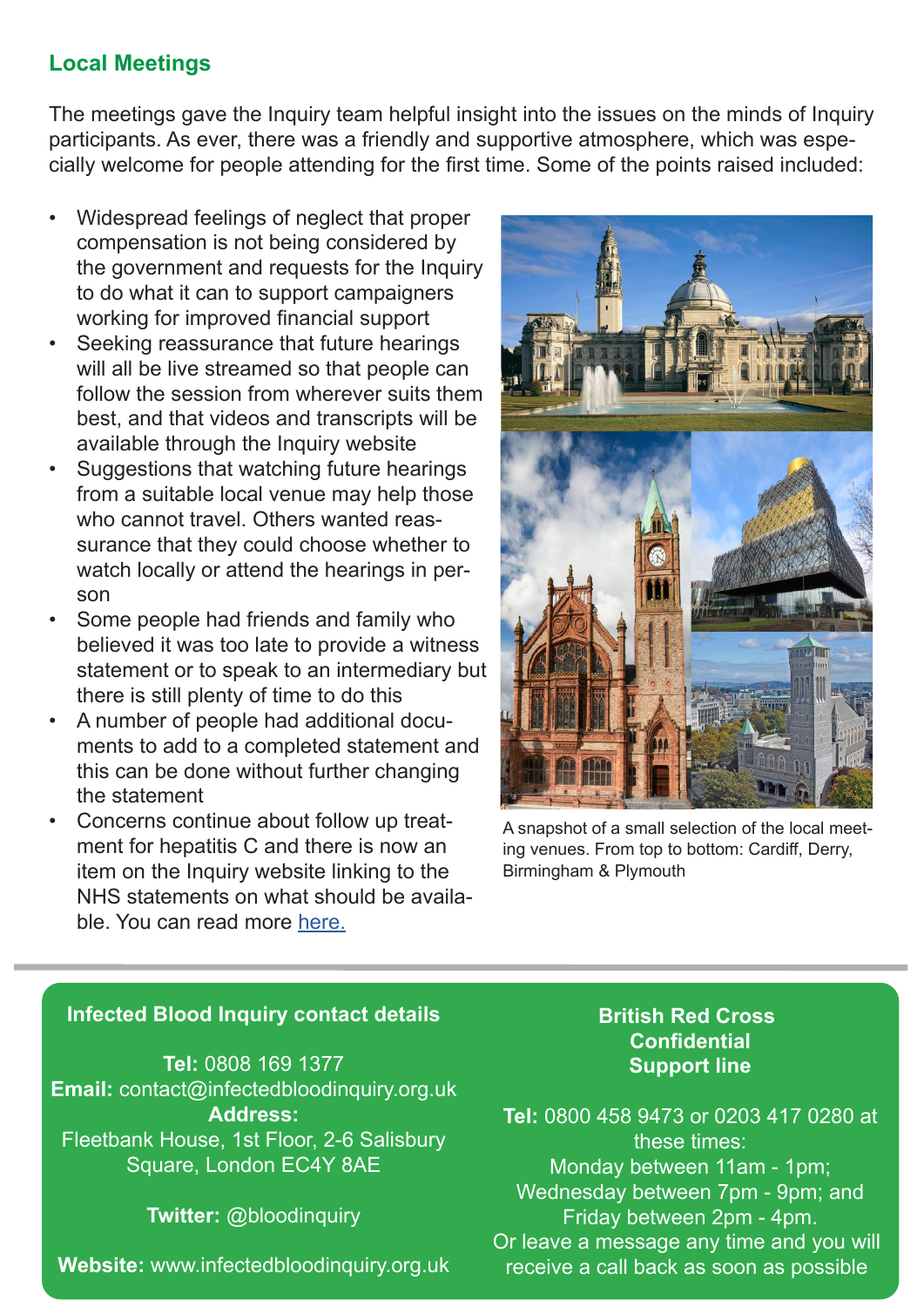## Local Meetings

The meetings gave the Inquiry team helpful insight into the issues on the minds of Inquiry participants. As ever, there was a friendly and supportive atmosphere, which was especially welcome for people attending for the first time. Some of the points raised included:

- Widespread feelings of neglect that proper compensation is not being considered by the government and requests for the Inquiry to do what it can to support campaigners working for improved financial support
- Seeking reassurance that future hearings will all be live streamed so that people can follow the session from wherever suits them best, and that videos and transcripts will be available through the Inquiry website
- Suggestions that watching future hearings from a suitable local venue may help those who cannot travel. Others wanted reassurance that they could choose whether to watch locally or attend the hearings in person
- Some people had friends and family who believed it was too late to provide a witness statement or to speak to an intermediary but there is still plenty of time to do this
- A number of people had additional documents to add to a completed statement and this can be done without further changing the statement
- Concerns continue about follow up treatment for hepatitis C and there is now an item on the Inquiry website linking to the NHS statements on what should be available. You can read more here.

A snapshot of a small selection of the local meeting venues. From top to bottom: Cardiff, Derry, Birmingham & Plymouth

**Infected Blood Inquiry contact details**

**Tel:** 0808 169 1377
**Email:** contact@infectedbloodinquiry.org.uk
**Address:**
Fleetbank House, 1st Floor, 2-6 Salisbury Square, London EC4Y 8AE

**Twitter:** @bloodinquiry

**Website:** www.infectedbloodinquiry.org.uk

**British Red Cross Confidential Support line**

**Tel:** 0800 458 9473 or 0203 417 0280 at these times:
Monday between 11am - 1pm;
Wednesday between 7pm - 9pm; and
Friday between 2pm - 4pm.
Or leave a message any time and you will receive a call back as soon as possible